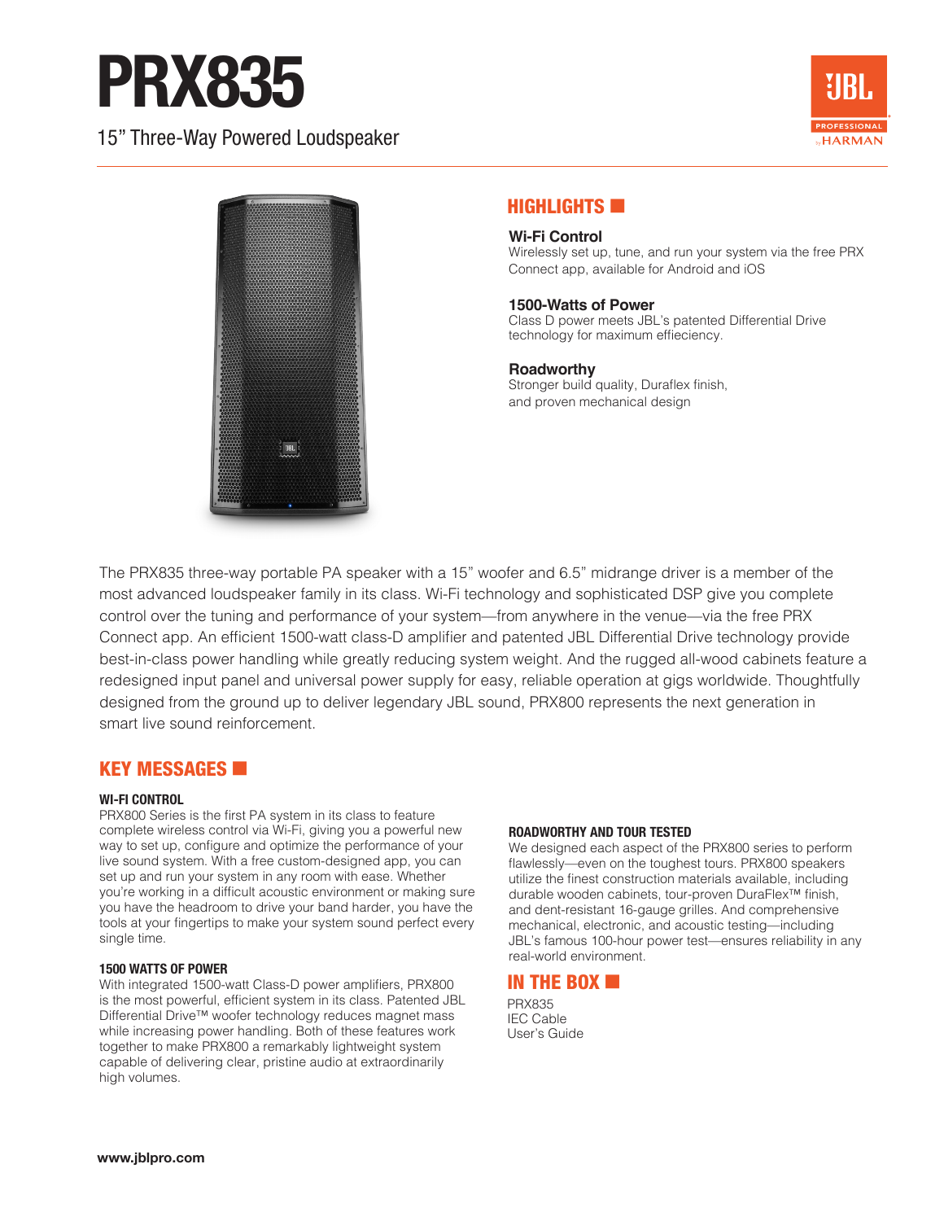# PRX835

15" Three-Way Powered Loudspeaker

## HIGHLIGHTS

**Wi-Fi Control**
Wirelessly set up, tune, and run your system via the free PRX Connect app, available for Android and iOS

**1500-Watts of Power**
Class D power meets JBL's patented Differential Drive technology for maximum effieciency.

**Roadworthy**
Stronger build quality, Duraflex finish, and proven mechanical design

The PRX835 three-way portable PA speaker with a 15" woofer and 6.5" midrange driver is a member of the most advanced loudspeaker family in its class. Wi-Fi technology and sophisticated DSP give you complete control over the tuning and performance of your system—from anywhere in the venue—via the free PRX Connect app. An efficient 1500-watt class-D amplifier and patented JBL Differential Drive technology provide best-in-class power handling while greatly reducing system weight. And the rugged all-wood cabinets feature a redesigned input panel and universal power supply for easy, reliable operation at gigs worldwide. Thoughtfully designed from the ground up to deliver legendary JBL sound, PRX800 represents the next generation in smart live sound reinforcement.

## KEY MESSAGES

### WI-FI CONTROL

PRX800 Series is the first PA system in its class to feature complete wireless control via Wi-Fi, giving you a powerful new way to set up, configure and optimize the performance of your live sound system. With a free custom-designed app, you can set up and run your system in any room with ease. Whether you're working in a difficult acoustic environment or making sure you have the headroom to drive your band harder, you have the tools at your fingertips to make your system sound perfect every single time.

### 1500 WATTS OF POWER

With integrated 1500-watt Class-D power amplifiers, PRX800 is the most powerful, efficient system in its class. Patented JBL Differential Drive™ woofer technology reduces magnet mass while increasing power handling. Both of these features work together to make PRX800 a remarkably lightweight system capable of delivering clear, pristine audio at extraordinarily high volumes.

### ROADWORTHY AND TOUR TESTED

We designed each aspect of the PRX800 series to perform flawlessly—even on the toughest tours. PRX800 speakers utilize the finest construction materials available, including durable wooden cabinets, tour-proven DuraFlex™ finish, and dent-resistant 16-gauge grilles. And comprehensive mechanical, electronic, and acoustic testing—including JBL's famous 100-hour power test—ensures reliability in any real-world environment.

## IN THE BOX

PRX835
IEC Cable
User's Guide

www.jblpro.com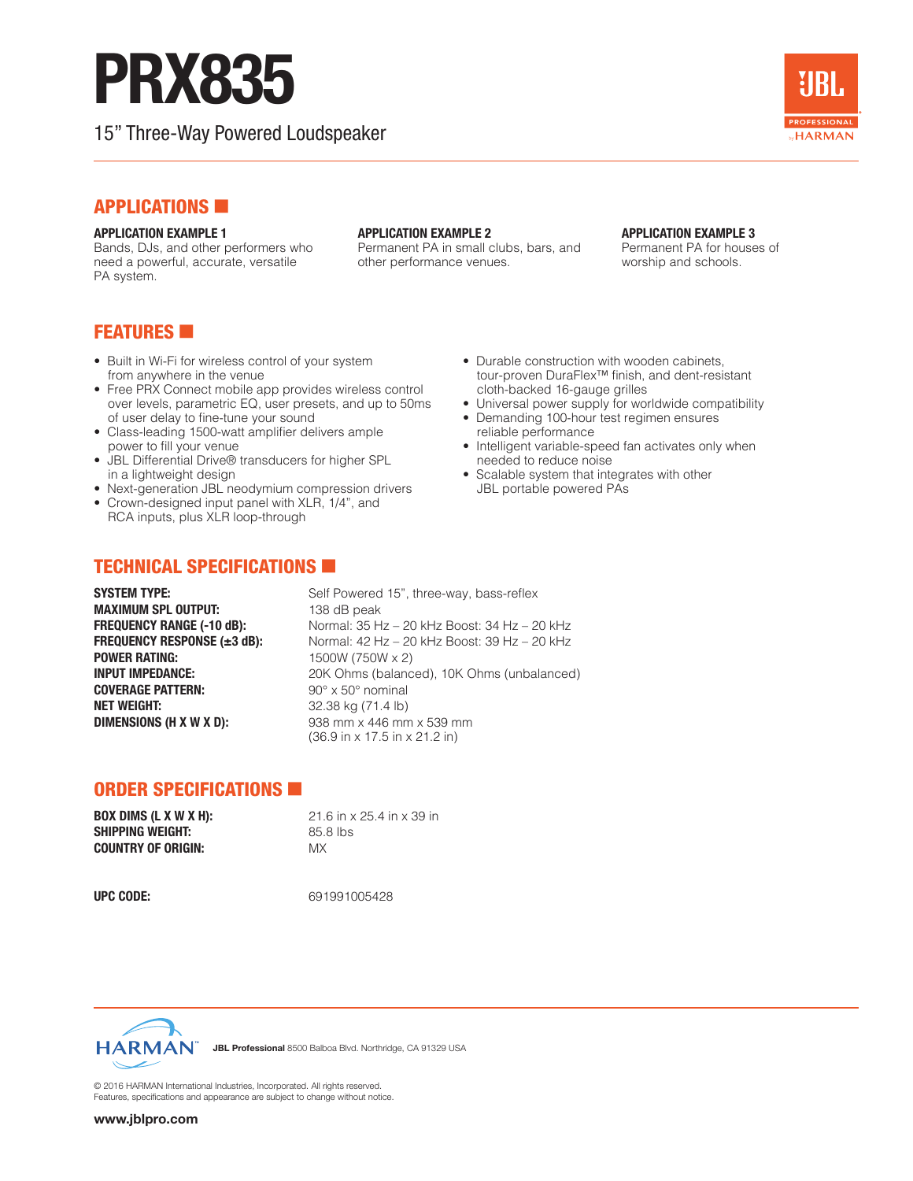# PRX835

15" Three-Way Powered Loudspeaker

## APPLICATIONS

**APPLICATION EXAMPLE 1**
Bands, DJs, and other performers who need a powerful, accurate, versatile PA system.

**APPLICATION EXAMPLE 2**
Permanent PA in small clubs, bars, and other performance venues.

**APPLICATION EXAMPLE 3**
Permanent PA for houses of worship and schools.

## FEATURES

- Built in Wi-Fi for wireless control of your system from anywhere in the venue
- Free PRX Connect mobile app provides wireless control over levels, parametric EQ, user presets, and up to 50ms of user delay to fine-tune your sound
- Class-leading 1500-watt amplifier delivers ample power to fill your venue
- JBL Differential Drive® transducers for higher SPL in a lightweight design
- Next-generation JBL neodymium compression drivers
- Crown-designed input panel with XLR, 1/4", and RCA inputs, plus XLR loop-through
- Durable construction with wooden cabinets, tour-proven DuraFlex™ finish, and dent-resistant cloth-backed 16-gauge grilles
- Universal power supply for worldwide compatibility
- Demanding 100-hour test regimen ensures reliable performance
- Intelligent variable-speed fan activates only when needed to reduce noise
- Scalable system that integrates with other JBL portable powered PAs

## TECHNICAL SPECIFICATIONS

| | |
|---|---|
| **SYSTEM TYPE:** | Self Powered 15", three-way, bass-reflex |
| **MAXIMUM SPL OUTPUT:** | 138 dB peak |
| **FREQUENCY RANGE (-10 dB):** | Normal: 35 Hz – 20 kHz Boost: 34 Hz – 20 kHz |
| **FREQUENCY RESPONSE (±3 dB):** | Normal: 42 Hz – 20 kHz Boost: 39 Hz – 20 kHz |
| **POWER RATING:** | 1500W (750W x 2) |
| **INPUT IMPEDANCE:** | 20K Ohms (balanced), 10K Ohms (unbalanced) |
| **COVERAGE PATTERN:** | 90° x 50° nominal |
| **NET WEIGHT:** | 32.38 kg (71.4 lb) |
| **DIMENSIONS (H X W X D):** | 938 mm x 446 mm x 539 mm (36.9 in x 17.5 in x 21.2 in) |

## ORDER SPECIFICATIONS

| | |
|---|---|
| **BOX DIMS (L X W X H):** | 21.6 in x 25.4 in x 39 in |
| **SHIPPING WEIGHT:** | 85.8 lbs |
| **COUNTRY OF ORIGIN:** | MX |

| | |
|---|---|
| **UPC CODE:** | 691991005428 |

**JBL Professional** 8500 Balboa Blvd. Northridge, CA 91329 USA

© 2016 HARMAN International Industries, Incorporated. All rights reserved.
Features, specifications and appearance are subject to change without notice.

**www.jblpro.com**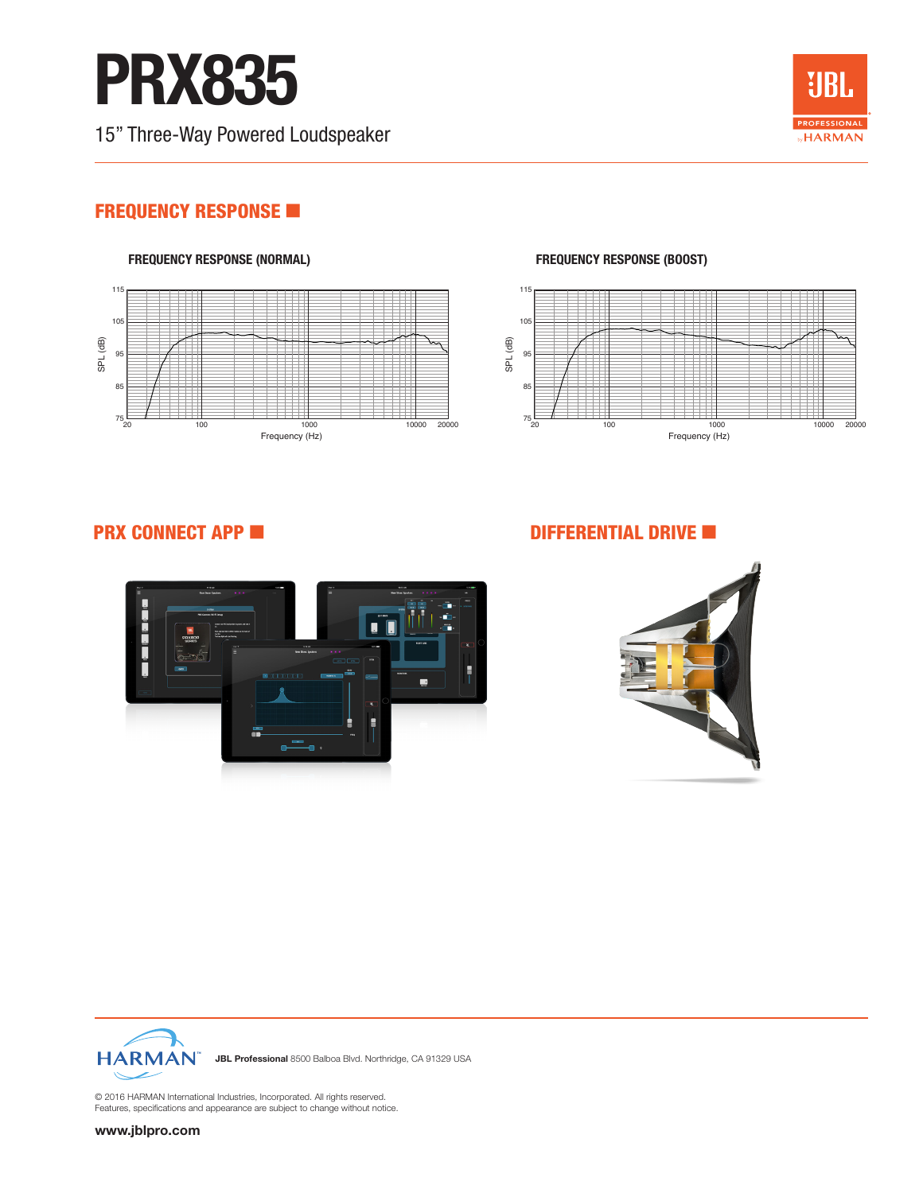# PRX835

15” Three-Way Powered Loudspeaker

## FREQUENCY RESPONSE

### FREQUENCY RESPONSE (NORMAL)

SPL (dB)
115
105
95
85
75
20
100
1000
10000
20000
Frequency (Hz)

### FREQUENCY RESPONSE (BOOST)

SPL (dB)
115
105
95
85
75
20
100
1000
10000
20000
Frequency (Hz)

## PRX CONNECT APP

## DIFFERENTIAL DRIVE

**JBL Professional** 8500 Balboa Blvd. Northridge, CA 91329 USA

© 2016 HARMAN International Industries, Incorporated. All rights reserved.
Features, specifications and appearance are subject to change without notice.

**www.jblpro.com**